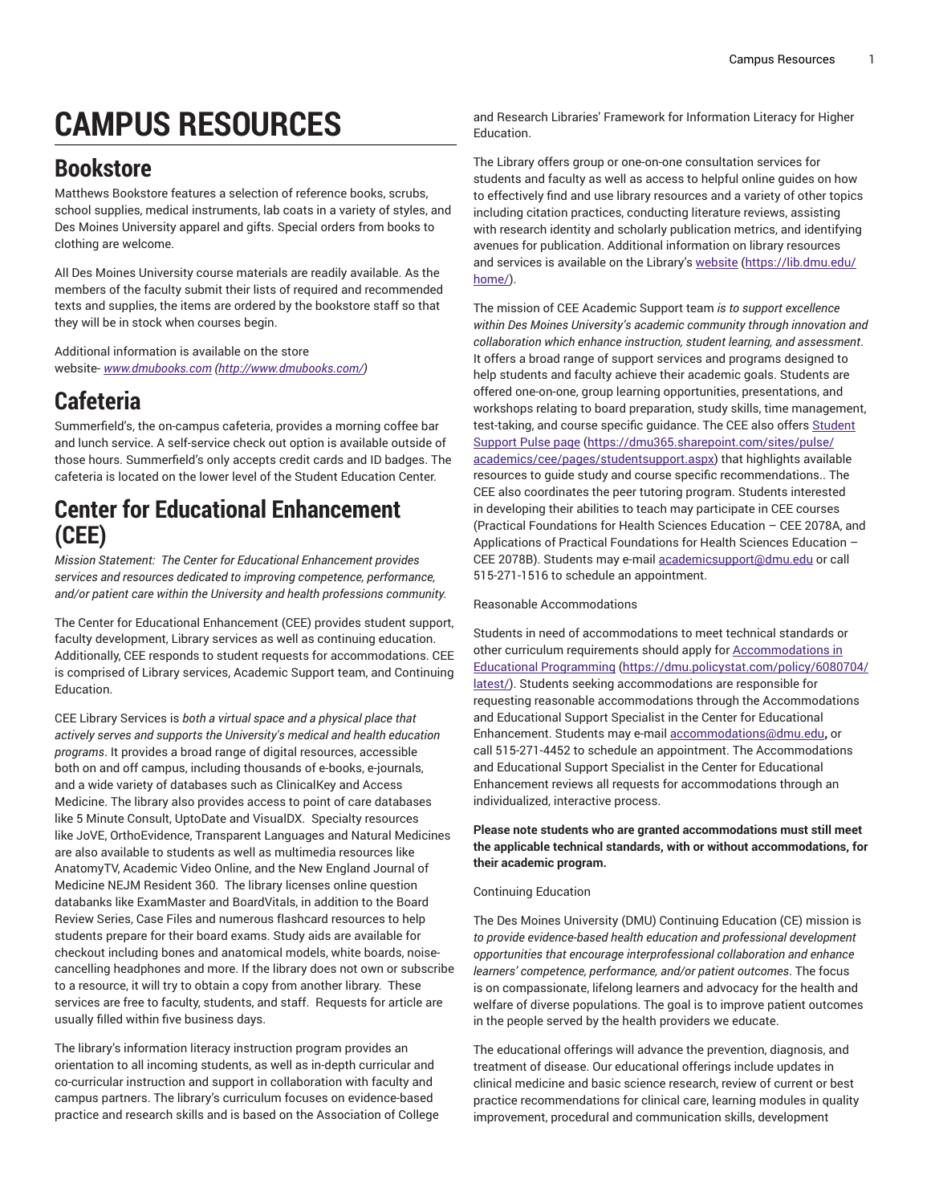# CAMPUS RESOURCES

## Bookstore

Matthews Bookstore features a selection of reference books, scrubs, school supplies, medical instruments, lab coats in a variety of styles, and Des Moines University apparel and gifts. Special orders from books to clothing are welcome.

All Des Moines University course materials are readily available. As the members of the faculty submit their lists of required and recommended texts and supplies, the items are ordered by the bookstore staff so that they will be in stock when courses begin.

Additional information is available on the store website- *www.dmubooks.com* (*http://www.dmubooks.com/*)

## Cafeteria

Summerfield's, the on-campus cafeteria, provides a morning coffee bar and lunch service. A self-service check out option is available outside of those hours. Summerfield's only accepts credit cards and ID badges. The cafeteria is located on the lower level of the Student Education Center.

## Center for Educational Enhancement (CEE)

*Mission Statement: The Center for Educational Enhancement provides services and resources dedicated to improving competence, performance, and/or patient care within the University and health professions community.*

The Center for Educational Enhancement (CEE) provides student support, faculty development, Library services as well as continuing education. Additionally, CEE responds to student requests for accommodations. CEE is comprised of Library services, Academic Support team, and Continuing Education.

CEE Library Services is *both a virtual space and a physical place that actively serves and supports the University's medical and health education programs*. It provides a broad range of digital resources, accessible both on and off campus, including thousands of e-books, e-journals, and a wide variety of databases such as ClinicalKey and Access Medicine. The library also provides access to point of care databases like 5 Minute Consult, UptoDate and VisualDX. Specialty resources like JoVE, OrthoEvidence, Transparent Languages and Natural Medicines are also available to students as well as multimedia resources like AnatomyTV, Academic Video Online, and the New England Journal of Medicine NEJM Resident 360. The library licenses online question databanks like ExamMaster and BoardVitals, in addition to the Board Review Series, Case Files and numerous flashcard resources to help students prepare for their board exams. Study aids are available for checkout including bones and anatomical models, white boards, noise-cancelling headphones and more. If the library does not own or subscribe to a resource, it will try to obtain a copy from another library. These services are free to faculty, students, and staff. Requests for article are usually filled within five business days.

The library's information literacy instruction program provides an orientation to all incoming students, as well as in-depth curricular and co-curricular instruction and support in collaboration with faculty and campus partners. The library's curriculum focuses on evidence-based practice and research skills and is based on the Association of College and Research Libraries' Framework for Information Literacy for Higher Education.

The Library offers group or one-on-one consultation services for students and faculty as well as access to helpful online guides on how to effectively find and use library resources and a variety of other topics including citation practices, conducting literature reviews, assisting with research identity and scholarly publication metrics, and identifying avenues for publication. Additional information on library resources and services is available on the Library's website (https://lib.dmu.edu/home/).

The mission of CEE Academic Support team *is to support excellence within Des Moines University's academic community through innovation and collaboration which enhance instruction, student learning, and assessment*. It offers a broad range of support services and programs designed to help students and faculty achieve their academic goals. Students are offered one-on-one, group learning opportunities, presentations, and workshops relating to board preparation, study skills, time management, test-taking, and course specific guidance. The CEE also offers Student Support Pulse page (https://dmu365.sharepoint.com/sites/pulse/academics/cee/pages/studentsupport.aspx) that highlights available resources to guide study and course specific recommendations.. The CEE also coordinates the peer tutoring program. Students interested in developing their abilities to teach may participate in CEE courses (Practical Foundations for Health Sciences Education – CEE 2078A, and Applications of Practical Foundations for Health Sciences Education – CEE 2078B). Students may e-mail academicsupport@dmu.edu or call 515-271-1516 to schedule an appointment.

Reasonable Accommodations

Students in need of accommodations to meet technical standards or other curriculum requirements should apply for Accommodations in Educational Programming (https://dmu.policystat.com/policy/6080704/latest/). Students seeking accommodations are responsible for requesting reasonable accommodations through the Accommodations and Educational Support Specialist in the Center for Educational Enhancement. Students may e-mail accommodations@dmu.edu**,** or call 515-271-4452 to schedule an appointment. The Accommodations and Educational Support Specialist in the Center for Educational Enhancement reviews all requests for accommodations through an individualized, interactive process.

**Please note students who are granted accommodations must still meet the applicable technical standards, with or without accommodations, for their academic program.**

Continuing Education

The Des Moines University (DMU) Continuing Education (CE) mission is *to provide evidence-based health education and professional development opportunities that encourage interprofessional collaboration and enhance learners' competence, performance, and/or patient outcomes*. The focus is on compassionate, lifelong learners and advocacy for the health and welfare of diverse populations. The goal is to improve patient outcomes in the people served by the health providers we educate.

The educational offerings will advance the prevention, diagnosis, and treatment of disease. Our educational offerings include updates in clinical medicine and basic science research, review of current or best practice recommendations for clinical care, learning modules in quality improvement, procedural and communication skills, development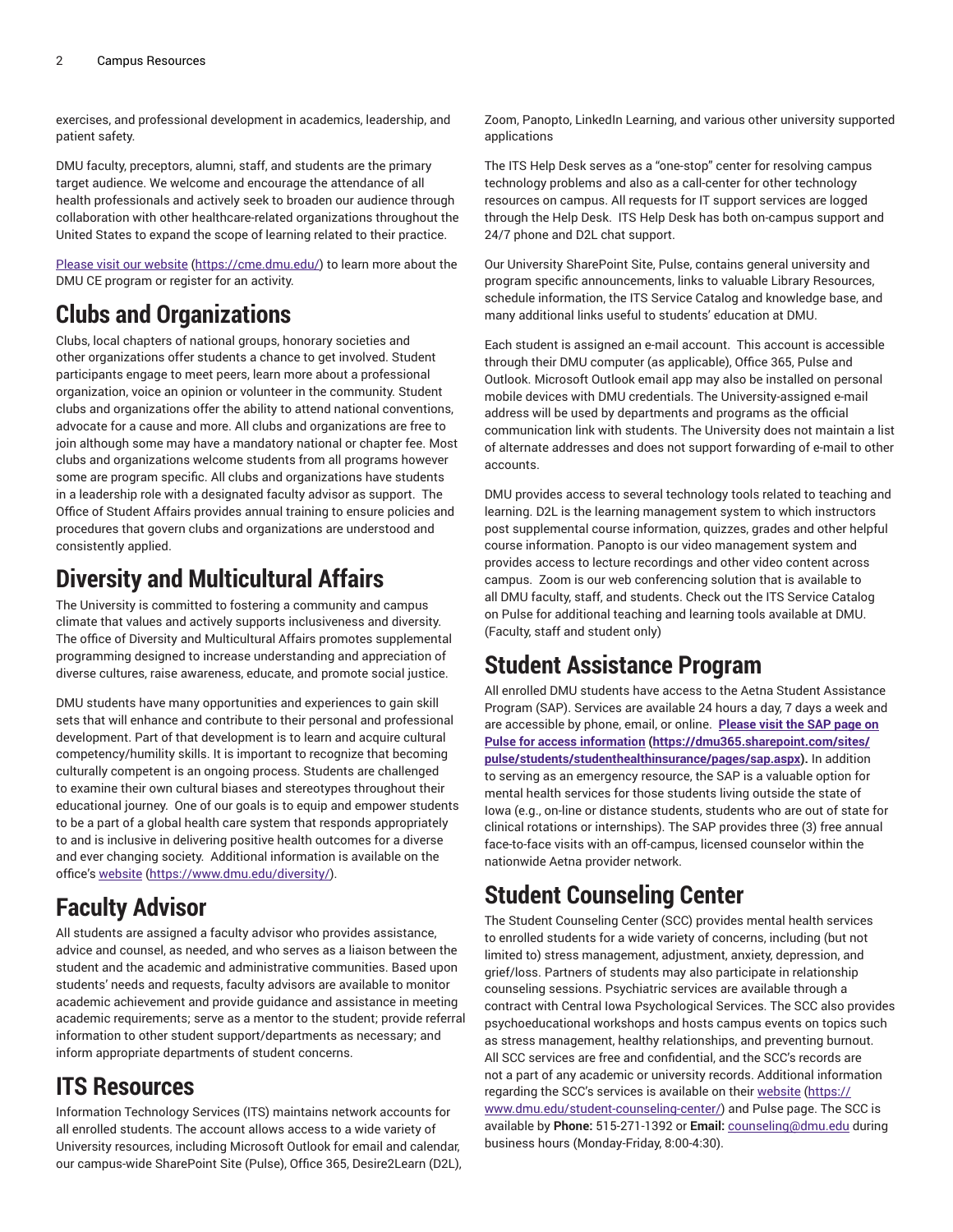exercises, and professional development in academics, leadership, and patient safety.

DMU faculty, preceptors, alumni, staff, and students are the primary target audience. We welcome and encourage the attendance of all health professionals and actively seek to broaden our audience through collaboration with other healthcare-related organizations throughout the United States to expand the scope of learning related to their practice.

[Please visit our website](https://cme.dmu.edu/) (https://cme.dmu.edu/) to learn more about the DMU CE program or register for an activity.

## Clubs and Organizations

Clubs, local chapters of national groups, honorary societies and other organizations offer students a chance to get involved. Student participants engage to meet peers, learn more about a professional organization, voice an opinion or volunteer in the community. Student clubs and organizations offer the ability to attend national conventions, advocate for a cause and more. All clubs and organizations are free to join although some may have a mandatory national or chapter fee. Most clubs and organizations welcome students from all programs however some are program specific. All clubs and organizations have students in a leadership role with a designated faculty advisor as support. The Office of Student Affairs provides annual training to ensure policies and procedures that govern clubs and organizations are understood and consistently applied.

## Diversity and Multicultural Affairs

The University is committed to fostering a community and campus climate that values and actively supports inclusiveness and diversity. The office of Diversity and Multicultural Affairs promotes supplemental programming designed to increase understanding and appreciation of diverse cultures, raise awareness, educate, and promote social justice.

DMU students have many opportunities and experiences to gain skill sets that will enhance and contribute to their personal and professional development. Part of that development is to learn and acquire cultural competency/humility skills. It is important to recognize that becoming culturally competent is an ongoing process. Students are challenged to examine their own cultural biases and stereotypes throughout their educational journey. One of our goals is to equip and empower students to be a part of a global health care system that responds appropriately to and is inclusive in delivering positive health outcomes for a diverse and ever changing society. Additional information is available on the office's [website](https://www.dmu.edu/diversity/) (https://www.dmu.edu/diversity/).

## Faculty Advisor

All students are assigned a faculty advisor who provides assistance, advice and counsel, as needed, and who serves as a liaison between the student and the academic and administrative communities. Based upon students' needs and requests, faculty advisors are available to monitor academic achievement and provide guidance and assistance in meeting academic requirements; serve as a mentor to the student; provide referral information to other student support/departments as necessary; and inform appropriate departments of student concerns.

## ITS Resources

Information Technology Services (ITS) maintains network accounts for all enrolled students. The account allows access to a wide variety of University resources, including Microsoft Outlook for email and calendar, our campus-wide SharePoint Site (Pulse), Office 365, Desire2Learn (D2L), Zoom, Panopto, LinkedIn Learning, and various other university supported applications

The ITS Help Desk serves as a "one-stop" center for resolving campus technology problems and also as a call-center for other technology resources on campus. All requests for IT support services are logged through the Help Desk. ITS Help Desk has both on-campus support and 24/7 phone and D2L chat support.

Our University SharePoint Site, Pulse, contains general university and program specific announcements, links to valuable Library Resources, schedule information, the ITS Service Catalog and knowledge base, and many additional links useful to students' education at DMU.

Each student is assigned an e-mail account. This account is accessible through their DMU computer (as applicable), Office 365, Pulse and Outlook. Microsoft Outlook email app may also be installed on personal mobile devices with DMU credentials. The University-assigned e-mail address will be used by departments and programs as the official communication link with students. The University does not maintain a list of alternate addresses and does not support forwarding of e-mail to other accounts.

DMU provides access to several technology tools related to teaching and learning. D2L is the learning management system to which instructors post supplemental course information, quizzes, grades and other helpful course information. Panopto is our video management system and provides access to lecture recordings and other video content across campus. Zoom is our web conferencing solution that is available to all DMU faculty, staff, and students. Check out the ITS Service Catalog on Pulse for additional teaching and learning tools available at DMU. (Faculty, staff and student only)

## Student Assistance Program

All enrolled DMU students have access to the Aetna Student Assistance Program (SAP). Services are available 24 hours a day, 7 days a week and are accessible by phone, email, or online. **[Please visit the SAP page on Pulse for access information](https://dmu365.sharepoint.com/sites/pulse/students/studenthealthinsurance/pages/sap.aspx) (https://dmu365.sharepoint.com/sites/pulse/students/studenthealthinsurance/pages/sap.aspx).** In addition to serving as an emergency resource, the SAP is a valuable option for mental health services for those students living outside the state of Iowa (e.g., on-line or distance students, students who are out of state for clinical rotations or internships). The SAP provides three (3) free annual face-to-face visits with an off-campus, licensed counselor within the nationwide Aetna provider network.

## Student Counseling Center

The Student Counseling Center (SCC) provides mental health services to enrolled students for a wide variety of concerns, including (but not limited to) stress management, adjustment, anxiety, depression, and grief/loss. Partners of students may also participate in relationship counseling sessions. Psychiatric services are available through a contract with Central Iowa Psychological Services. The SCC also provides psychoeducational workshops and hosts campus events on topics such as stress management, healthy relationships, and preventing burnout. All SCC services are free and confidential, and the SCC's records are not a part of any academic or university records. Additional information regarding the SCC's services is available on their [website](https://www.dmu.edu/student-counseling-center/) (https://www.dmu.edu/student-counseling-center/) and Pulse page. The SCC is available by **Phone:** 515-271-1392 or **Email:** counseling@dmu.edu during business hours (Monday-Friday, 8:00-4:30).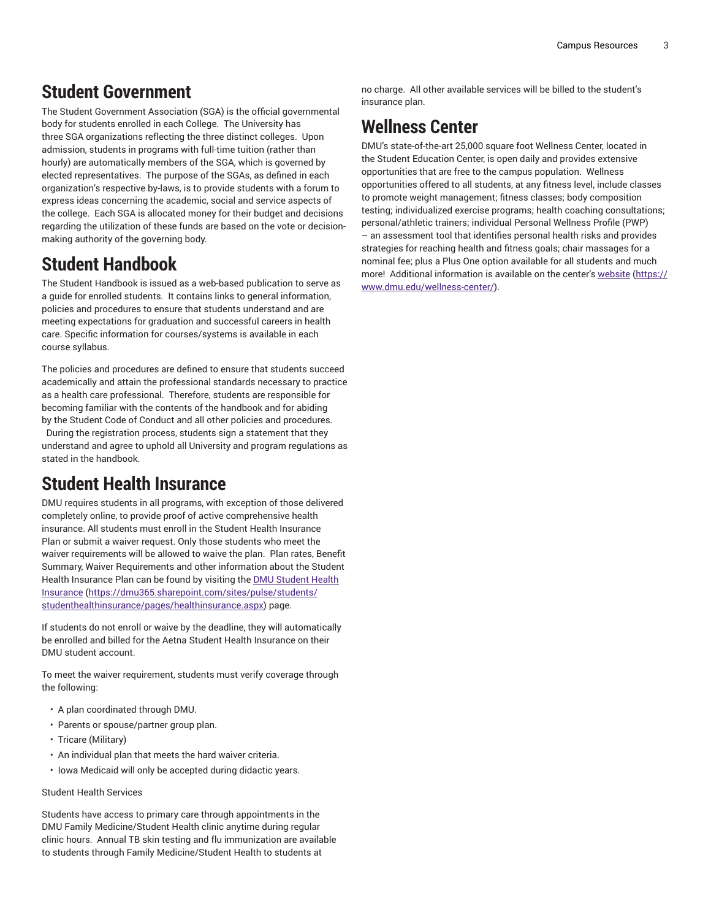## Student Government

The Student Government Association (SGA) is the official governmental body for students enrolled in each College. The University has three SGA organizations reflecting the three distinct colleges. Upon admission, students in programs with full-time tuition (rather than hourly) are automatically members of the SGA, which is governed by elected representatives. The purpose of the SGAs, as defined in each organization's respective by-laws, is to provide students with a forum to express ideas concerning the academic, social and service aspects of the college. Each SGA is allocated money for their budget and decisions regarding the utilization of these funds are based on the vote or decision-making authority of the governing body.

## Student Handbook

The Student Handbook is issued as a web-based publication to serve as a guide for enrolled students. It contains links to general information, policies and procedures to ensure that students understand and are meeting expectations for graduation and successful careers in health care. Specific information for courses/systems is available in each course syllabus.

The policies and procedures are defined to ensure that students succeed academically and attain the professional standards necessary to practice as a health care professional. Therefore, students are responsible for becoming familiar with the contents of the handbook and for abiding by the Student Code of Conduct and all other policies and procedures. During the registration process, students sign a statement that they understand and agree to uphold all University and program regulations as stated in the handbook.

## Student Health Insurance

DMU requires students in all programs, with exception of those delivered completely online, to provide proof of active comprehensive health insurance. All students must enroll in the Student Health Insurance Plan or submit a waiver request. Only those students who meet the waiver requirements will be allowed to waive the plan. Plan rates, Benefit Summary, Waiver Requirements and other information about the Student Health Insurance Plan can be found by visiting the DMU Student Health Insurance (https://dmu365.sharepoint.com/sites/pulse/students/studenthealthinsurance/pages/healthinsurance.aspx) page.

If students do not enroll or waive by the deadline, they will automatically be enrolled and billed for the Aetna Student Health Insurance on their DMU student account.

To meet the waiver requirement, students must verify coverage through the following:

- A plan coordinated through DMU.
- Parents or spouse/partner group plan.
- Tricare (Military)
- An individual plan that meets the hard waiver criteria.
- Iowa Medicaid will only be accepted during didactic years.

Student Health Services

Students have access to primary care through appointments in the DMU Family Medicine/Student Health clinic anytime during regular clinic hours. Annual TB skin testing and flu immunization are available to students through Family Medicine/Student Health to students at no charge. All other available services will be billed to the student's insurance plan.

## Wellness Center

DMU's state-of-the-art 25,000 square foot Wellness Center, located in the Student Education Center, is open daily and provides extensive opportunities that are free to the campus population. Wellness opportunities offered to all students, at any fitness level, include classes to promote weight management; fitness classes; body composition testing; individualized exercise programs; health coaching consultations; personal/athletic trainers; individual Personal Wellness Profile (PWP) – an assessment tool that identifies personal health risks and provides strategies for reaching health and fitness goals; chair massages for a nominal fee; plus a Plus One option available for all students and much more! Additional information is available on the center's website (https://www.dmu.edu/wellness-center/).